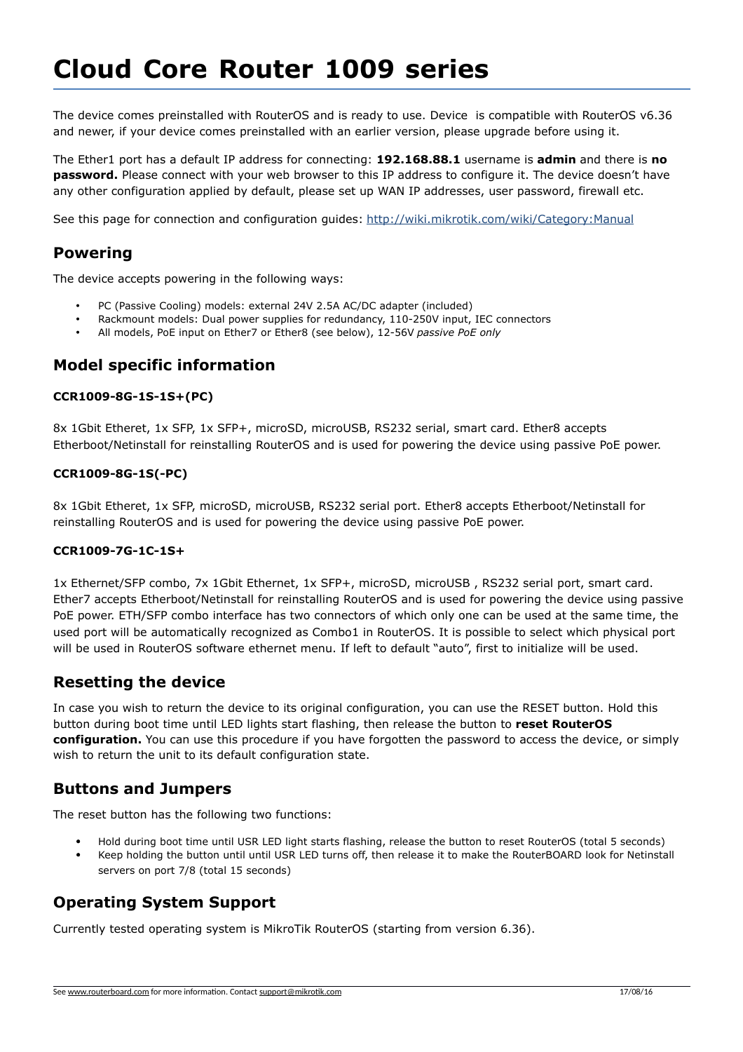# Cloud Core Router 1009 series

The device comes preinstalled with RouterOS and is ready to use. Device  is compatible with RouterOS v6.36 and newer, if your device comes preinstalled with an earlier version, please upgrade before using it.

The Ether1 port has a default IP address for connecting: **192.168.88.1** username is **admin** and there is **no password.** Please connect with your web browser to this IP address to configure it. The device doesn't have any other configuration applied by default, please set up WAN IP addresses, user password, firewall etc.

See this page for connection and configuration guides: http://wiki.mikrotik.com/wiki/Category:Manual

## Powering

The device accepts powering in the following ways:

- PC (Passive Cooling) models: external 24V 2.5A AC/DC adapter (included)
- Rackmount models: Dual power supplies for redundancy, 110-250V input, IEC connectors
- All models, PoE input on Ether7 or Ether8 (see below), 12-56V *passive PoE only*

## Model specific information

**CCR1009-8G-1S-1S+(PC)**

8x 1Gbit Etheret, 1x SFP, 1x SFP+, microSD, microUSB, RS232 serial, smart card. Ether8 accepts Etherboot/Netinstall for reinstalling RouterOS and is used for powering the device using passive PoE power.

**CCR1009-8G-1S(-PC)**

8x 1Gbit Etheret, 1x SFP, microSD, microUSB, RS232 serial port. Ether8 accepts Etherboot/Netinstall for reinstalling RouterOS and is used for powering the device using passive PoE power.

**CCR1009-7G-1C-1S+**

1x Ethernet/SFP combo, 7x 1Gbit Ethernet, 1x SFP+, microSD, microUSB , RS232 serial port, smart card. Ether7 accepts Etherboot/Netinstall for reinstalling RouterOS and is used for powering the device using passive PoE power. ETH/SFP combo interface has two connectors of which only one can be used at the same time, the used port will be automatically recognized as Combo1 in RouterOS. It is possible to select which physical port will be used in RouterOS software ethernet menu. If left to default "auto", first to initialize will be used.

## Resetting the device

In case you wish to return the device to its original configuration, you can use the RESET button. Hold this button during boot time until LED lights start flashing, then release the button to **reset RouterOS configuration.** You can use this procedure if you have forgotten the password to access the device, or simply wish to return the unit to its default configuration state.

## Buttons and Jumpers

The reset button has the following two functions:

- Hold during boot time until USR LED light starts flashing, release the button to reset RouterOS (total 5 seconds)
- Keep holding the button until until USR LED turns off, then release it to make the RouterBOARD look for Netinstall servers on port 7/8 (total 15 seconds)

## Operating System Support

Currently tested operating system is MikroTik RouterOS (starting from version 6.36).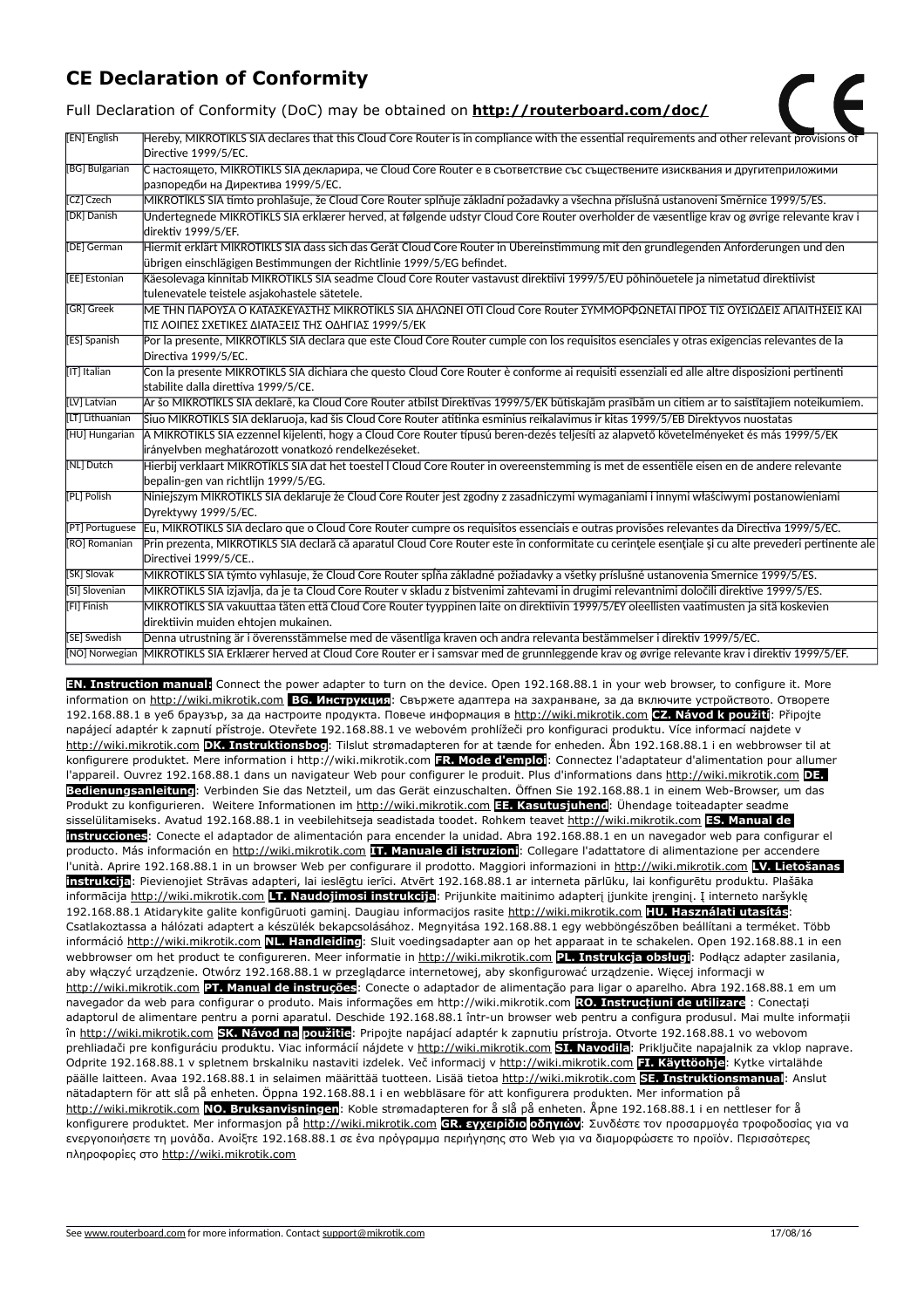# CE Declaration of Conformity

Full Declaration of Conformity (DoC) may be obtained on **http://routerboard.com/doc/**

| | |
|---|---|
| [EN] English | Hereby, MIKROTIKLS SIA declares that this Cloud Core Router is in compliance with the essential requirements and other relevant provisions of Directive 1999/5/EC. |
| [BG] Bulgarian | С настоящето, MIKROTIKLS SIA декларира, че Cloud Core Router е в съответствие със съществените изисквания и другитеприложими разпоредби на Директива 1999/5/ЕС. |
| [CZ] Czech | MIKROTIKLS SIA tímto prohlašuje, že Cloud Core Router splňuje základní požadavky a všechna příslušná ustanovení Směrnice 1999/5/ES. |
| [DK] Danish | Undertegnede MIKROTIKLS SIA erklærer herved, at følgende udstyr Cloud Core Router overholder de væsentlige krav og øvrige relevante krav i direktiv 1999/5/EF. |
| [DE] German | Hiermit erklärt MIKROTIKLS SIA dass sich das Gerät Cloud Core Router in Übereinstimmung mit den grundlegenden Anforderungen und den übrigen einschlägigen Bestimmungen der Richtlinie 1999/5/EG befindet. |
| [EE] Estonian | Käesolevaga kinnitab MIKROTIKLS SIA seadme Cloud Core Router vastavust direktiivi 1999/5/EU põhinõuetele ja nimetatud direktiivist tulenevatele teistele asjakohastele sätetele. |
| [GR] Greek | ΜΕ ΤΗΝ ΠΑΡΟΥΣΑ Ο ΚΑΤΑΣΚΕΥΑΣΤΗΣ MIKROTIKLS SIA ΔΗΛΩΝΕΙ ΟΤΙ Cloud Core Router ΣΥΜΜΟΡΦΩΝΕΤΑΙ ΠΡΟΣ ΤΙΣ ΟΥΣΙΩΔΕΙΣ ΑΠΑΙΤΗΣΕΙΣ ΚΑΙ ΤΙΣ ΛΟΙΠΕΣ ΣΧΕΤΙΚΕΣ ΔΙΑΤΑΞΕΙΣ ΤΗΣ ΟΔΗΓΙΑΣ 1999/5/ΕΚ |
| [ES] Spanish | Por la presente, MIKROTIKLS SIA declara que este Cloud Core Router cumple con los requisitos esenciales y otras exigencias relevantes de la Directiva 1999/5/EC. |
| [IT] Italian | Con la presente MIKROTIKLS SIA dichiara che questo Cloud Core Router è conforme ai requisiti essenziali ed alle altre disposizioni pertinenti stabilite dalla direttiva 1999/5/CE. |
| [LV] Latvian | Ar šo MIKROTIKLS SIA deklarē, ka Cloud Core Router atbilst Direktīvas 1999/5/EK būtiskajām prasībām un citiem ar to saistītajiem noteikumiem. |
| [LT] Lithuanian | Šiuo MIKROTIKLS SIA deklaruoja, kad šis Cloud Core Router atitinka esminius reikalavimus ir kitas 1999/5/EB Direktyvos nuostatas |
| [HU] Hungarian | A MIKROTIKLS SIA ezzennel kijelenti, hogy a Cloud Core Router típusú beren-dezés teljesíti az alapvető követelményeket és más 1999/5/EK irányelvben meghatározott vonatkozó rendelkezéseket. |
| [NL] Dutch | Hierbij verklaart MIKROTIKLS SIA dat het toestel l Cloud Core Router in overeenstemming is met de essentiële eisen en de andere relevante bepalin-gen van richtlijn 1999/5/EG. |
| [PL] Polish | Niniejszym MIKROTIKLS SIA deklaruje że Cloud Core Router jest zgodny z zasadniczymi wymaganiami i innymi właściwymi postanowieniami Dyrektywy 1999/5/EC. |
| [PT] Portuguese | Eu, MIKROTIKLS SIA declaro que o Cloud Core Router cumpre os requisitos essenciais e outras provisões relevantes da Directiva 1999/5/EC. |
| [RO] Romanian | Prin prezenta, MIKROTIKLS SIA declară că aparatul Cloud Core Router este în conformitate cu cerințele esențiale și cu alte prevederi pertinente ale Directivei 1999/5/CE.. |
| [SK] Slovak | MIKROTIKLS SIA týmto vyhlasuje, že Cloud Core Router spĺňa základné požiadavky a všetky príslušné ustanovenia Smernice 1999/5/ES. |
| [SI] Slovenian | MIKROTIKLS SIA izjavlja, da je ta Cloud Core Router v skladu z bistvenimi zahtevami in drugimi relevantnimi določili direktive 1999/5/ES. |
| [FI] Finish | MIKROTIKLS SIA vakuuttaa täten että Cloud Core Router tyyppinen laite on direktiivin 1999/5/EY oleellisten vaatimusten ja sitä koskevien direktiivin muiden ehtojen mukainen. |
| [SE] Swedish | Denna utrustning är i överensstämmelse med de väsentliga kraven och andra relevanta bestämmelser i direktiv 1999/5/EC. |
| [NO] Norwegian | MIKROTIKLS SIA Erklærer herved at Cloud Core Router er i samsvar med de grunnleggende krav og øvrige relevante krav i direktiv 1999/5/EF. |

**EN. Instruction manual:** Connect the power adapter to turn on the device. Open 192.168.88.1 in your web browser, to configure it. More information on http://wiki.mikrotik.com **BG. Инструкция**: Свържете адаптера на захранване, за да включите устройството. Отворете 192.168.88.1 в уеб браузър, за да настроите продукта. Повече информация в http://wiki.mikrotik.com **CZ. Návod k použití**: Připojte napájecí adaptér k zapnutí přístroje. Otevřete 192.168.88.1 ve webovém prohlížeči pro konfiguraci produktu. Více informací najdete v http://wiki.mikrotik.com **DK. Instruktionsbog**: Tilslut strømadapteren for at tænde for enheden. Åbn 192.168.88.1 i en webbrowser til at konfigurere produktet. Mere information i http://wiki.mikrotik.com **FR. Mode d'emploi**: Connectez l'adaptateur d'alimentation pour allumer l'appareil. Ouvrez 192.168.88.1 dans un navigateur Web pour configurer le produit. Plus d'informations dans http://wiki.mikrotik.com **DE. Bedienungsanleitung**: Verbinden Sie das Netzteil, um das Gerät einzuschalten. Öffnen Sie 192.168.88.1 in einem Web-Browser, um das Produkt zu konfigurieren. Weitere Informationen im http://wiki.mikrotik.com **EE. Kasutusjuhend**: Ühendage toiteadapter seadme sisselülitamiseks. Avatud 192.168.88.1 in veebilehitseja seadistada toodet. Rohkem teavet http://wiki.mikrotik.com **ES. Manual de instrucciones**: Conecte el adaptador de alimentación para encender la unidad. Abra 192.168.88.1 en un navegador web para configurar el producto. Más información en http://wiki.mikrotik.com **IT. Manuale di istruzioni**: Collegare l'adattatore di alimentazione per accendere l'unità. Aprire 192.168.88.1 in un browser Web per configurare il prodotto. Maggiori informazioni in http://wiki.mikrotik.com **LV. Lietošanas instrukcija**: Pievienojiet Strāvas adapteri, lai ieslēgtu ierīci. Atvērt 192.168.88.1 ar interneta pārlūku, lai konfigurētu produktu. Plašāka informācija http://wiki.mikrotik.com **LT. Naudojimosi instrukcija**: Prijunkite maitinimo adapterį įjunkite įrenginį. Į interneto naršyklę 192.168.88.1 Atidarykite galite konfigūruoti gaminį. Daugiau informacijos rasite http://wiki.mikrotik.com **HU. Használati utasítás**: Csatlakoztassa a hálózati adaptert a készülék bekapcsolásához. Megnyitása 192.168.88.1 egy webböngészőben beállítani a terméket. Több információ http://wiki.mikrotik.com **NL. Handleiding**: Sluit voedingsadapter aan op het apparaat in te schakelen. Open 192.168.88.1 in een webbrowser om het product te configureren. Meer informatie in http://wiki.mikrotik.com **PL. Instrukcja obsługi**: Podłącz adapter zasilania, aby włączyć urządzenie. Otwórz 192.168.88.1 w przeglądarce internetowej, aby skonfigurować urządzenie. Więcej informacji w http://wiki.mikrotik.com **PT. Manual de instruções**: Conecte o adaptador de alimentação para ligar o aparelho. Abra 192.168.88.1 em um navegador da web para configurar o produto. Mais informações em http://wiki.mikrotik.com **RO. Instrucțiuni de utilizare** : Conectați adaptorul de alimentare pentru a porni aparatul. Deschide 192.168.88.1 într-un browser web pentru a configura produsul. Mai multe informații în http://wiki.mikrotik.com **SK. Návod na použitie**: Pripojte napájací adaptér k zapnutiu prístroja. Otvorte 192.168.88.1 vo webovom prehliadači pre konfiguráciu produktu. Viac informácií nájdete v http://wiki.mikrotik.com **SI. Navodila**: Priključite napajalnik za vklop naprave. Odprite 192.168.88.1 v spletnem brskalniku nastaviti izdelek. Več informacij v http://wiki.mikrotik.com **FI. Käyttöohje**: Kytke virtalähde päälle laitteen. Avaa 192.168.88.1 in selaimen määrittää tuotteen. Lisää tietoa http://wiki.mikrotik.com **SE. Instruktionsmanual**: Anslut nätadaptern för att slå på enheten. Öppna 192.168.88.1 i en webbläsare för att konfigurera produkten. Mer information på http://wiki.mikrotik.com **NO. Bruksanvisningen**: Koble strømadapteren for å slå på enheten. Åpne 192.168.88.1 i en nettleser for å konfigurere produktet. Mer informasjon på http://wiki.mikrotik.com **GR. εγχειρίδιο οδηγιών**: Συνδέστε τον προσαρμογέα τροφοδοσίας για να ενεργοποιήσετε τη μονάδα. Ανοίξτε 192.168.88.1 σε ένα πρόγραμμα περιήγησης στο Web για να διαμορφώσετε το προϊόν. Περισσότερες πληροφορίες στο http://wiki.mikrotik.com

See www.routerboard.com for more information. Contact support@mikrotik.com 17/08/16